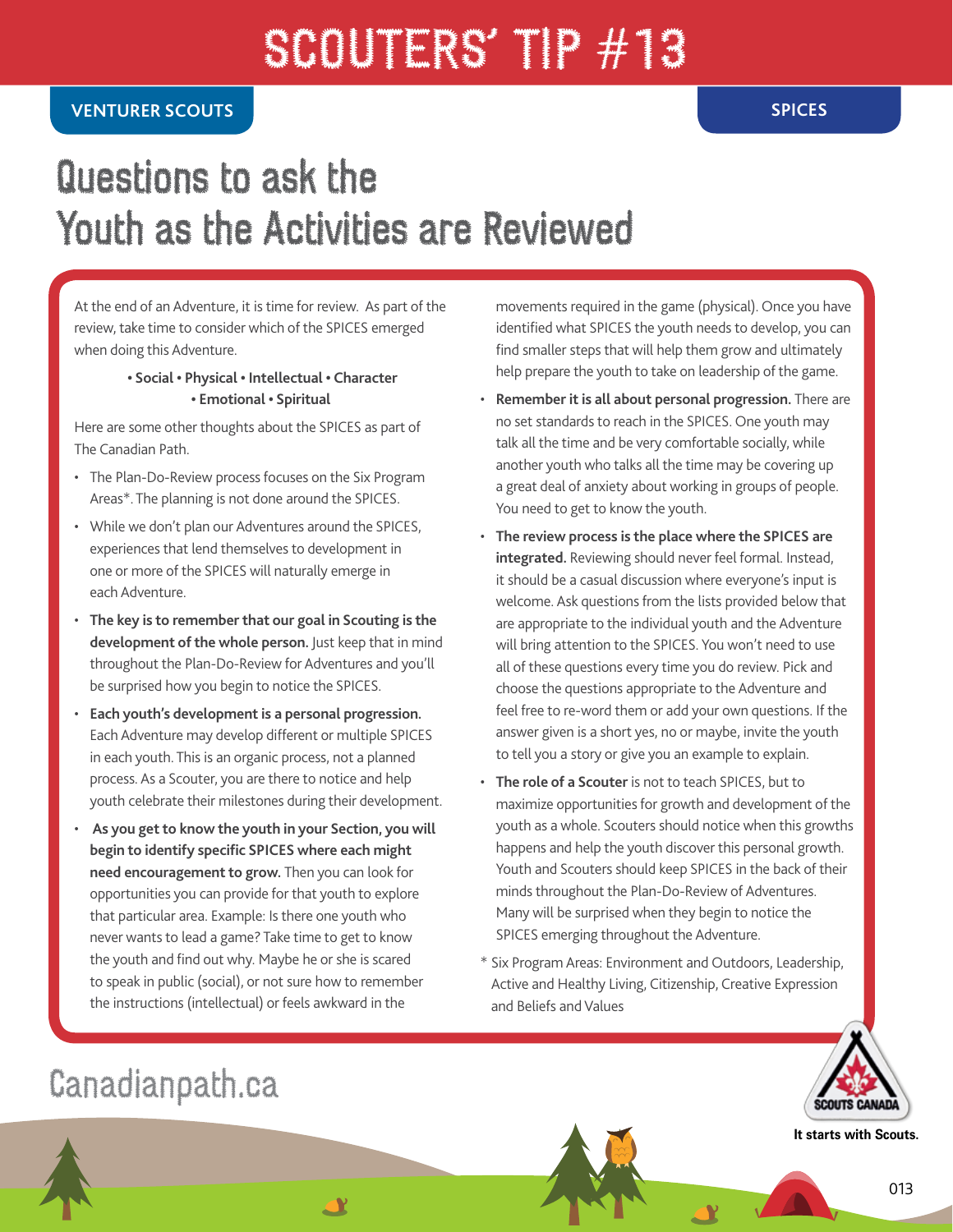# SCOUTERS' TIP #13

**VENTURER SCOUTS** | **SPICES**

## Questions to ask the Youth as the Activities are Reviewed

At the end of an Adventure, it is time for review. As part of the review, take time to consider which of the SPICES emerged when doing this Adventure.

**• Social • Physical • Intellectual • Character • Emotional • Spiritual**

Here are some other thoughts about the SPICES as part of The Canadian Path.

- The Plan-Do-Review process focuses on the Six Program Areas*. The planning is not done around the SPICES.
- While we don't plan our Adventures around the SPICES, experiences that lend themselves to development in one or more of the SPICES will naturally emerge in each Adventure.
- **The key is to remember that our goal in Scouting is the development of the whole person.** Just keep that in mind throughout the Plan-Do-Review for Adventures and you'll be surprised how you begin to notice the SPICES.
- **Each youth's development is a personal progression.** Each Adventure may develop different or multiple SPICES in each youth. This is an organic process, not a planned process. As a Scouter, you are there to notice and help youth celebrate their milestones during their development.
- **As you get to know the youth in your Section, you will begin to identify specific SPICES where each might need encouragement to grow.** Then you can look for opportunities you can provide for that youth to explore that particular area. Example: Is there one youth who never wants to lead a game? Take time to get to know the youth and find out why. Maybe he or she is scared to speak in public (social), or not sure how to remember the instructions (intellectual) or feels awkward in the movements required in the game (physical). Once you have identified what SPICES the youth needs to develop, you can find smaller steps that will help them grow and ultimately help prepare the youth to take on leadership of the game.
- **Remember it is all about personal progression.** There are no set standards to reach in the SPICES. One youth may talk all the time and be very comfortable socially, while another youth who talks all the time may be covering up a great deal of anxiety about working in groups of people. You need to get to know the youth.
- **The review process is the place where the SPICES are integrated.** Reviewing should never feel formal. Instead, it should be a casual discussion where everyone's input is welcome. Ask questions from the lists provided below that are appropriate to the individual youth and the Adventure will bring attention to the SPICES. You won't need to use all of these questions every time you do review. Pick and choose the questions appropriate to the Adventure and feel free to re-word them or add your own questions. If the answer given is a short yes, no or maybe, invite the youth to tell you a story or give you an example to explain.
- **The role of a Scouter** is not to teach SPICES, but to maximize opportunities for growth and development of the youth as a whole. Scouters should notice when this growths happens and help the youth discover this personal growth. Youth and Scouters should keep SPICES in the back of their minds throughout the Plan-Do-Review of Adventures. Many will be surprised when they begin to notice the SPICES emerging throughout the Adventure.

* Six Program Areas: Environment and Outdoors, Leadership, Active and Healthy Living, Citizenship, Creative Expression and Beliefs and Values

Canadianpath.ca

SCOUTS CANADA

It starts with Scouts.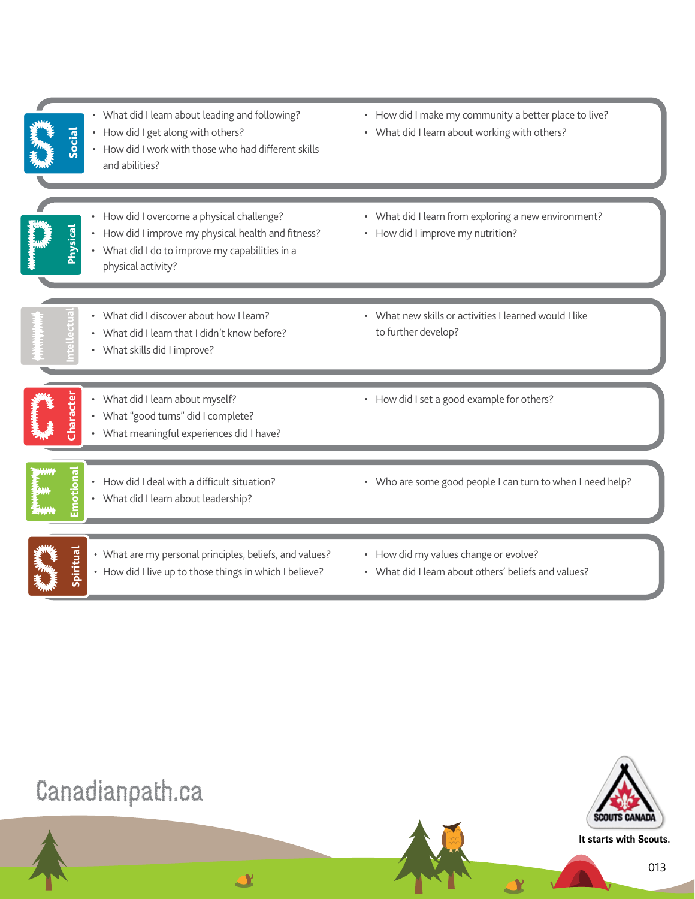## Social

- What did I learn about leading and following?
- How did I get along with others?
- How did I work with those who had different skills and abilities?
- How did I make my community a better place to live?
- What did I learn about working with others?

## Physical

- How did I overcome a physical challenge?
- How did I improve my physical health and fitness?
- What did I do to improve my capabilities in a physical activity?
- What did I learn from exploring a new environment?
- How did I improve my nutrition?

## Intellectual

- What did I discover about how I learn?
- What did I learn that I didn't know before?
- What skills did I improve?
- What new skills or activities I learned would I like to further develop?

## Character

- What did I learn about myself?
- What "good turns" did I complete?
- What meaningful experiences did I have?
- How did I set a good example for others?

## Emotional

- How did I deal with a difficult situation?
- What did I learn about leadership?
- Who are some good people I can turn to when I need help?

## Spiritual

- What are my personal principles, beliefs, and values?
- How did I live up to those things in which I believe?
- How did my values change or evolve?
- What did I learn about others' beliefs and values?

Canadianpath.ca

SCOUTS CANADA

It starts with Scouts.